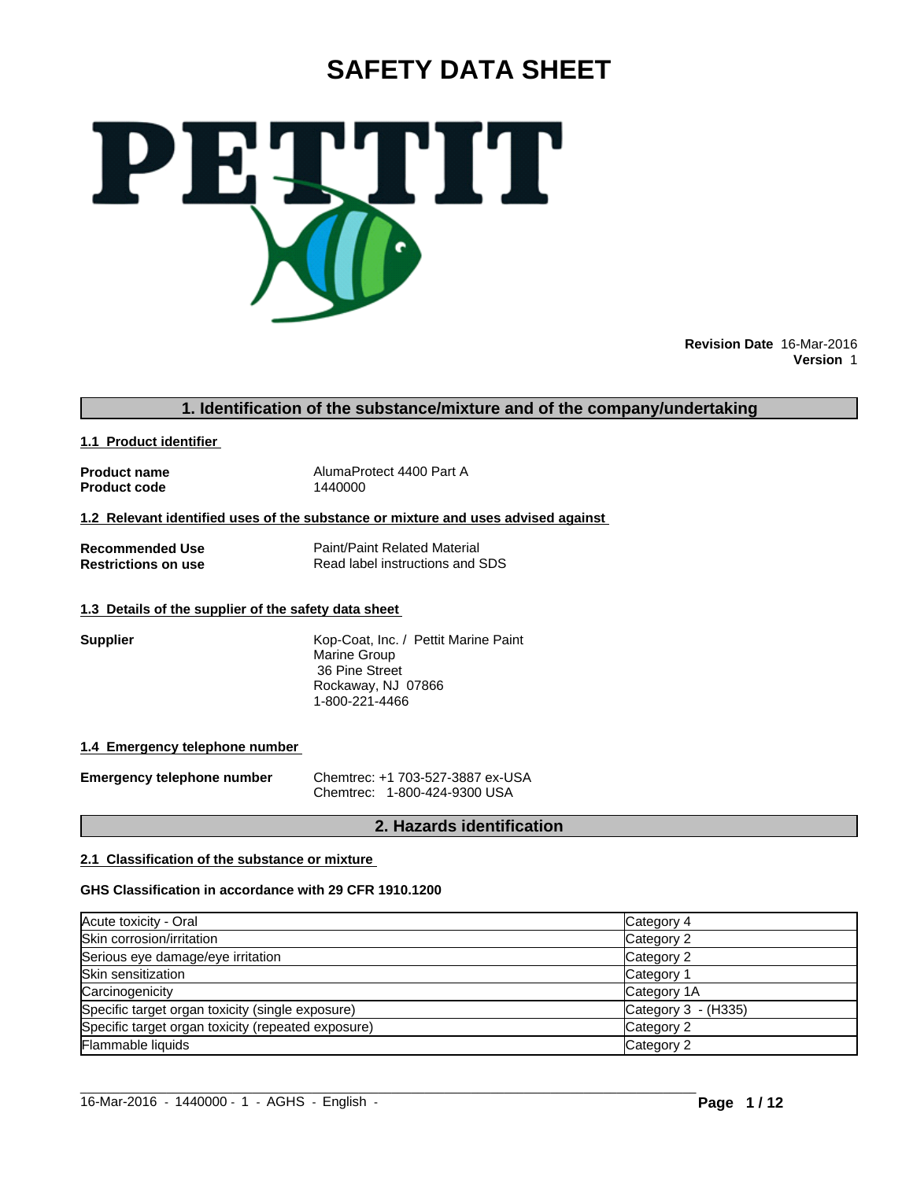# SAFETY DATA SHEET

**Revision Date** 16-Mar-2016
**Version** 1

## 1. Identification of the substance/mixture and of the company/undertaking

### 1.1 Product identifier

**Product name** AlumaProtect 4400 Part A
**Product code** 1440000

### 1.2 Relevant identified uses of the substance or mixture and uses advised against

**Recommended Use** Paint/Paint Related Material
**Restrictions on use** Read label instructions and SDS

### 1.3 Details of the supplier of the safety data sheet

**Supplier**
Kop-Coat, Inc. / Pettit Marine Paint
Marine Group
36 Pine Street
Rockaway, NJ 07866
1-800-221-4466

### 1.4 Emergency telephone number

**Emergency telephone number**
Chemtrec: +1 703-527-3887 ex-USA
Chemtrec: 1-800-424-9300 USA

## 2. Hazards identification

### 2.1 Classification of the substance or mixture

**GHS Classification in accordance with 29 CFR 1910.1200**

| | |
|---|---|
| Acute toxicity - Oral | Category 4 |
| Skin corrosion/irritation | Category 2 |
| Serious eye damage/eye irritation | Category 2 |
| Skin sensitization | Category 1 |
| Carcinogenicity | Category 1A |
| Specific target organ toxicity (single exposure) | Category 3 - (H335) |
| Specific target organ toxicity (repeated exposure) | Category 2 |
| Flammable liquids | Category 2 |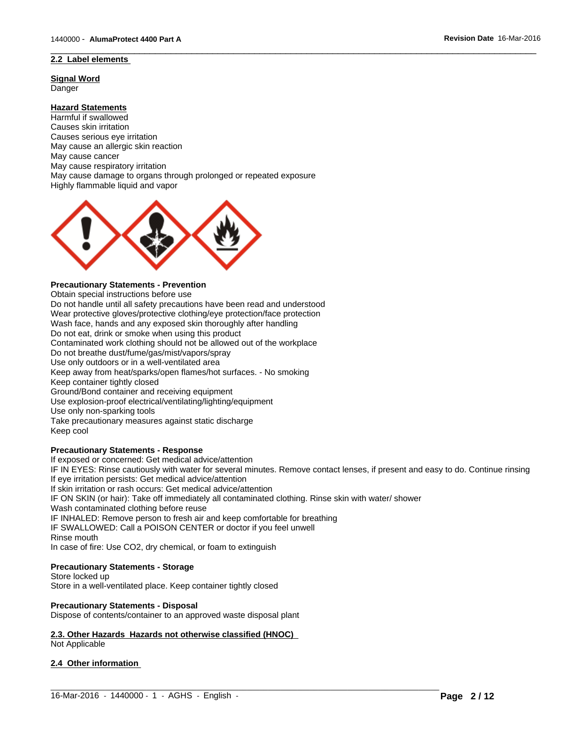## 2.2 Label elements

**Signal Word**

Danger

**Hazard Statements**

Harmful if swallowed
Causes skin irritation
Causes serious eye irritation
May cause an allergic skin reaction
May cause cancer
May cause respiratory irritation
May cause damage to organs through prolonged or repeated exposure
Highly flammable liquid and vapor

**Precautionary Statements - Prevention**

Obtain special instructions before use
Do not handle until all safety precautions have been read and understood
Wear protective gloves/protective clothing/eye protection/face protection
Wash face, hands and any exposed skin thoroughly after handling
Do not eat, drink or smoke when using this product
Contaminated work clothing should not be allowed out of the workplace
Do not breathe dust/fume/gas/mist/vapors/spray
Use only outdoors or in a well-ventilated area
Keep away from heat/sparks/open flames/hot surfaces. - No smoking
Keep container tightly closed
Ground/Bond container and receiving equipment
Use explosion-proof electrical/ventilating/lighting/equipment
Use only non-sparking tools
Take precautionary measures against static discharge
Keep cool

**Precautionary Statements - Response**

If exposed or concerned: Get medical advice/attention
IF IN EYES: Rinse cautiously with water for several minutes. Remove contact lenses, if present and easy to do. Continue rinsing
If eye irritation persists: Get medical advice/attention
If skin irritation or rash occurs: Get medical advice/attention
IF ON SKIN (or hair): Take off immediately all contaminated clothing. Rinse skin with water/ shower
Wash contaminated clothing before reuse
IF INHALED: Remove person to fresh air and keep comfortable for breathing
IF SWALLOWED: Call a POISON CENTER or doctor if you feel unwell
Rinse mouth
In case of fire: Use CO2, dry chemical, or foam to extinguish

**Precautionary Statements - Storage**

Store locked up
Store in a well-ventilated place. Keep container tightly closed

**Precautionary Statements - Disposal**

Dispose of contents/container to an approved waste disposal plant

## 2.3. Other Hazards Hazards not otherwise classified (HNOC)

Not Applicable

## 2.4 Other information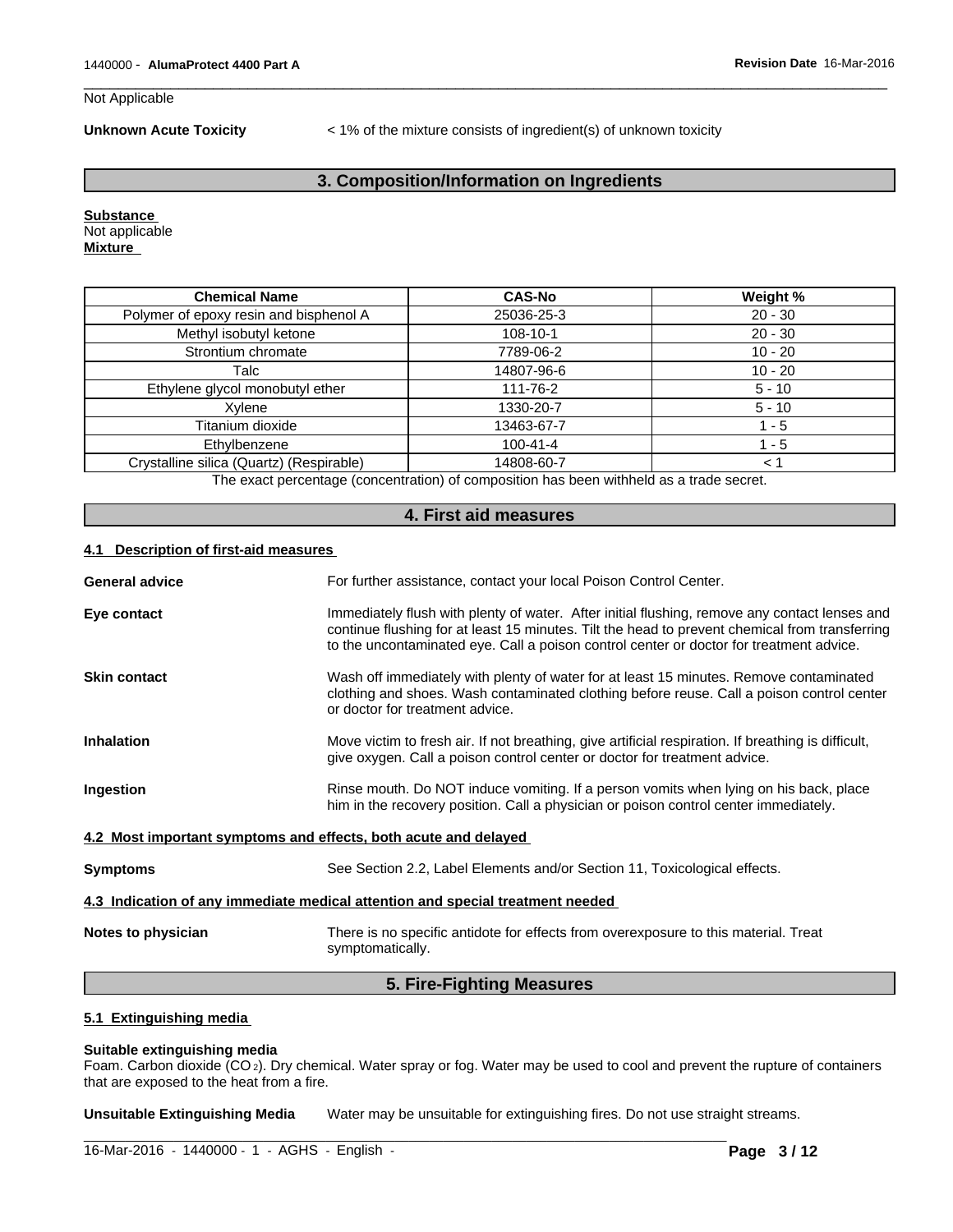Not Applicable

**Unknown Acute Toxicity** < 1% of the mixture consists of ingredient(s) of unknown toxicity

## 3. Composition/Information on Ingredients

**Substance**
Not applicable
**Mixture**

| Chemical Name | CAS-No | Weight % |
|---|---|---|
| Polymer of epoxy resin and bisphenol A | 25036-25-3 | 20 - 30 |
| Methyl isobutyl ketone | 108-10-1 | 20 - 30 |
| Strontium chromate | 7789-06-2 | 10 - 20 |
| Talc | 14807-96-6 | 10 - 20 |
| Ethylene glycol monobutyl ether | 111-76-2 | 5 - 10 |
| Xylene | 1330-20-7 | 5 - 10 |
| Titanium dioxide | 13463-67-7 | 1 - 5 |
| Ethylbenzene | 100-41-4 | 1 - 5 |
| Crystalline silica (Quartz) (Respirable) | 14808-60-7 | < 1 |

The exact percentage (concentration) of composition has been withheld as a trade secret.

## 4. First aid measures

### 4.1 Description of first-aid measures

**General advice** For further assistance, contact your local Poison Control Center.

**Eye contact** Immediately flush with plenty of water. After initial flushing, remove any contact lenses and continue flushing for at least 15 minutes. Tilt the head to prevent chemical from transferring to the uncontaminated eye. Call a poison control center or doctor for treatment advice.

**Skin contact** Wash off immediately with plenty of water for at least 15 minutes. Remove contaminated clothing and shoes. Wash contaminated clothing before reuse. Call a poison control center or doctor for treatment advice.

**Inhalation** Move victim to fresh air. If not breathing, give artificial respiration. If breathing is difficult, give oxygen. Call a poison control center or doctor for treatment advice.

**Ingestion** Rinse mouth. Do NOT induce vomiting. If a person vomits when lying on his back, place him in the recovery position. Call a physician or poison control center immediately.

### 4.2 Most important symptoms and effects, both acute and delayed

**Symptoms** See Section 2.2, Label Elements and/or Section 11, Toxicological effects.

### 4.3 Indication of any immediate medical attention and special treatment needed

**Notes to physician** There is no specific antidote for effects from overexposure to this material. Treat symptomatically.

## 5. Fire-Fighting Measures

### 5.1 Extinguishing media

**Suitable extinguishing media**
Foam. Carbon dioxide ($CO_2$). Dry chemical. Water spray or fog. Water may be used to cool and prevent the rupture of containers that are exposed to the heat from a fire.

**Unsuitable Extinguishing Media** Water may be unsuitable for extinguishing fires. Do not use straight streams.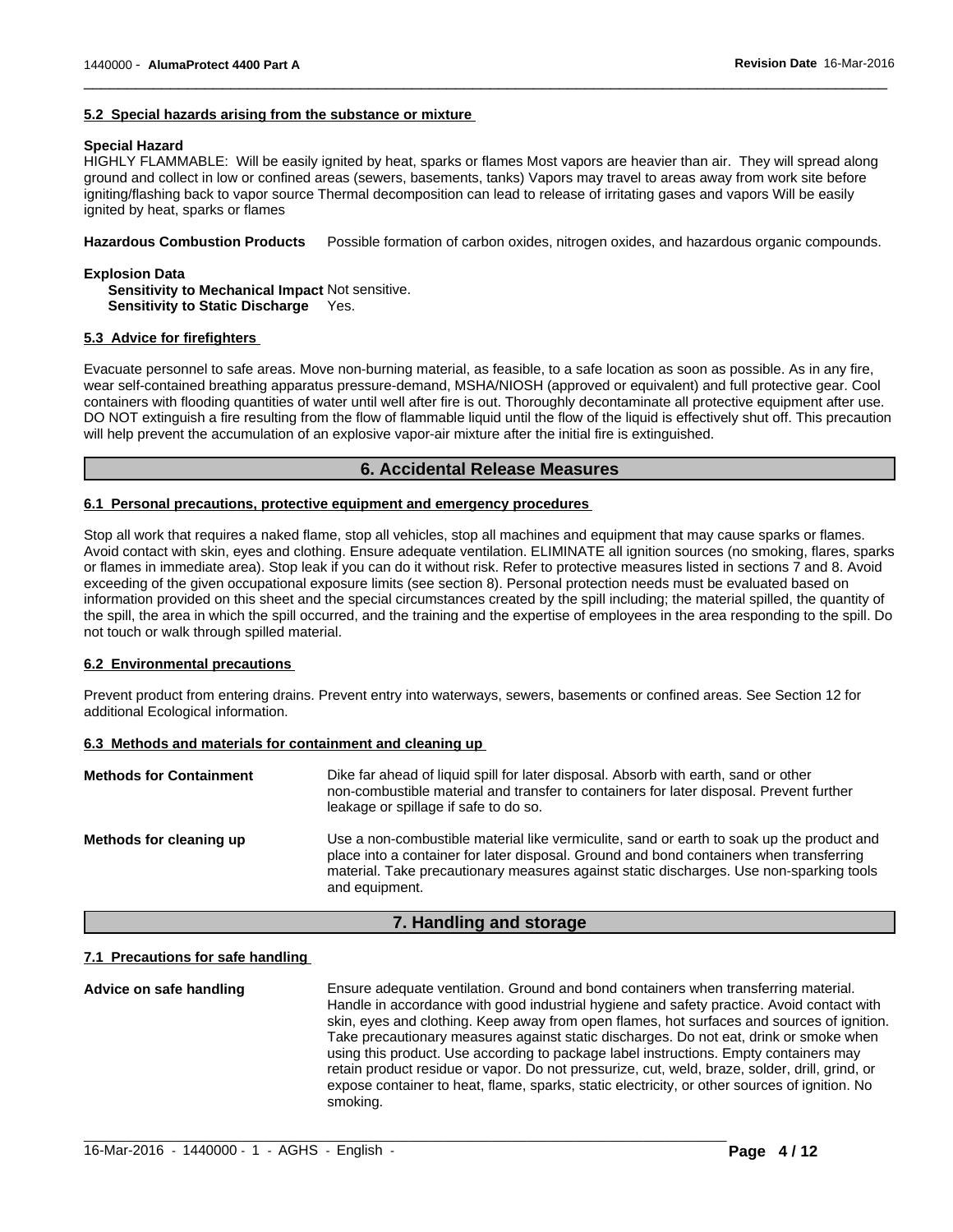### 5.2 Special hazards arising from the substance or mixture

**Special Hazard**
HIGHLY FLAMMABLE: Will be easily ignited by heat, sparks or flames Most vapors are heavier than air. They will spread along ground and collect in low or confined areas (sewers, basements, tanks) Vapors may travel to areas away from work site before igniting/flashing back to vapor source Thermal decomposition can lead to release of irritating gases and vapors Will be easily ignited by heat, sparks or flames

**Hazardous Combustion Products** Possible formation of carbon oxides, nitrogen oxides, and hazardous organic compounds.

**Explosion Data**
**Sensitivity to Mechanical Impact** Not sensitive.
**Sensitivity to Static Discharge** Yes.

### 5.3 Advice for firefighters

Evacuate personnel to safe areas. Move non-burning material, as feasible, to a safe location as soon as possible. As in any fire, wear self-contained breathing apparatus pressure-demand, MSHA/NIOSH (approved or equivalent) and full protective gear. Cool containers with flooding quantities of water until well after fire is out. Thoroughly decontaminate all protective equipment after use. DO NOT extinguish a fire resulting from the flow of flammable liquid until the flow of the liquid is effectively shut off. This precaution will help prevent the accumulation of an explosive vapor-air mixture after the initial fire is extinguished.

## 6. Accidental Release Measures

### 6.1 Personal precautions, protective equipment and emergency procedures

Stop all work that requires a naked flame, stop all vehicles, stop all machines and equipment that may cause sparks or flames. Avoid contact with skin, eyes and clothing. Ensure adequate ventilation. ELIMINATE all ignition sources (no smoking, flares, sparks or flames in immediate area). Stop leak if you can do it without risk. Refer to protective measures listed in sections 7 and 8. Avoid exceeding of the given occupational exposure limits (see section 8). Personal protection needs must be evaluated based on information provided on this sheet and the special circumstances created by the spill including; the material spilled, the quantity of the spill, the area in which the spill occurred, and the training and the expertise of employees in the area responding to the spill. Do not touch or walk through spilled material.

### 6.2 Environmental precautions

Prevent product from entering drains. Prevent entry into waterways, sewers, basements or confined areas. See Section 12 for additional Ecological information.

### 6.3 Methods and materials for containment and cleaning up

**Methods for Containment** Dike far ahead of liquid spill for later disposal. Absorb with earth, sand or other non-combustible material and transfer to containers for later disposal. Prevent further leakage or spillage if safe to do so.

**Methods for cleaning up** Use a non-combustible material like vermiculite, sand or earth to soak up the product and place into a container for later disposal. Ground and bond containers when transferring material. Take precautionary measures against static discharges. Use non-sparking tools and equipment.

## 7. Handling and storage

### 7.1 Precautions for safe handling

**Advice on safe handling** Ensure adequate ventilation. Ground and bond containers when transferring material. Handle in accordance with good industrial hygiene and safety practice. Avoid contact with skin, eyes and clothing. Keep away from open flames, hot surfaces and sources of ignition. Take precautionary measures against static discharges. Do not eat, drink or smoke when using this product. Use according to package label instructions. Empty containers may retain product residue or vapor. Do not pressurize, cut, weld, braze, solder, drill, grind, or expose container to heat, flame, sparks, static electricity, or other sources of ignition. No smoking.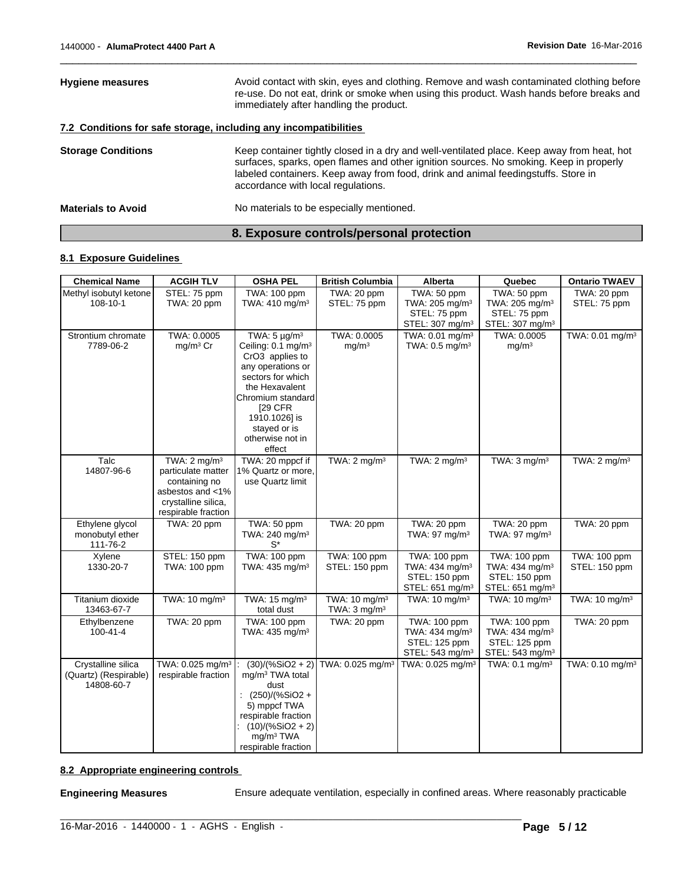**Hygiene measures**

Avoid contact with skin, eyes and clothing. Remove and wash contaminated clothing before re-use. Do not eat, drink or smoke when using this product. Wash hands before breaks and immediately after handling the product.

### 7.2 Conditions for safe storage, including any incompatibilities

**Storage Conditions**

Keep container tightly closed in a dry and well-ventilated place. Keep away from heat, hot surfaces, sparks, open flames and other ignition sources. No smoking. Keep in properly labeled containers. Keep away from food, drink and animal feedingstuffs. Store in accordance with local regulations.

**Materials to Avoid**

No materials to be especially mentioned.

## 8. Exposure controls/personal protection

### 8.1 Exposure Guidelines

| Chemical Name | ACGIH TLV | OSHA PEL | British Columbia | Alberta | Quebec | Ontario TWAEV |
|---|---|---|---|---|---|---|
| Methyl isobutyl ketone 108-10-1 | STEL: 75 ppm TWA: 20 ppm | TWA: 100 ppm TWA: 410 mg/m³ | TWA: 20 ppm STEL: 75 ppm | TWA: 50 ppm TWA: 205 mg/m³ STEL: 75 ppm STEL: 307 mg/m³ | TWA: 50 ppm TWA: 205 mg/m³ STEL: 75 ppm STEL: 307 mg/m³ | TWA: 20 ppm STEL: 75 ppm |
| Strontium chromate 7789-06-2 | TWA: 0.0005 mg/m³ Cr | TWA: 5 µg/m³ Ceiling: 0.1 mg/m³ CrO3 applies to any operations or sectors for which the Hexavalent Chromium standard [29 CFR 1910.1026] is stayed or is otherwise not in effect | TWA: 0.0005 mg/m³ | TWA: 0.01 mg/m³ TWA: 0.5 mg/m³ | TWA: 0.0005 mg/m³ | TWA: 0.01 mg/m³ |
| Talc 14807-96-6 | TWA: 2 mg/m³ particulate matter containing no asbestos and <1% crystalline silica, respirable fraction | TWA: 20 mppcf if 1% Quartz or more, use Quartz limit | TWA: 2 mg/m³ | TWA: 2 mg/m³ | TWA: 3 mg/m³ | TWA: 2 mg/m³ |
| Ethylene glycol monobutyl ether 111-76-2 | TWA: 20 ppm | TWA: 50 ppm TWA: 240 mg/m³ S* | TWA: 20 ppm | TWA: 20 ppm TWA: 97 mg/m³ | TWA: 20 ppm TWA: 97 mg/m³ | TWA: 20 ppm |
| Xylene 1330-20-7 | STEL: 150 ppm TWA: 100 ppm | TWA: 100 ppm TWA: 435 mg/m³ | TWA: 100 ppm STEL: 150 ppm | TWA: 100 ppm TWA: 434 mg/m³ STEL: 150 ppm STEL: 651 mg/m³ | TWA: 100 ppm TWA: 434 mg/m³ STEL: 150 ppm STEL: 651 mg/m³ | TWA: 100 ppm STEL: 150 ppm |
| Titanium dioxide 13463-67-7 | TWA: 10 mg/m³ | TWA: 15 mg/m³ total dust | TWA: 10 mg/m³ TWA: 3 mg/m³ | TWA: 10 mg/m³ | TWA: 10 mg/m³ | TWA: 10 mg/m³ |
| Ethylbenzene 100-41-4 | TWA: 20 ppm | TWA: 100 ppm TWA: 435 mg/m³ | TWA: 20 ppm | TWA: 100 ppm TWA: 434 mg/m³ STEL: 125 ppm STEL: 543 mg/m³ | TWA: 100 ppm TWA: 434 mg/m³ STEL: 125 ppm STEL: 543 mg/m³ | TWA: 20 ppm |
| Crystalline silica (Quartz) (Respirable) 14808-60-7 | TWA: 0.025 mg/m³ respirable fraction | : (30)/(%SiO2 + 2) mg/m³ TWA total dust : (250)/(%SiO2 + 5) mppcf TWA respirable fraction : (10)/(%SiO2 + 2) mg/m³ TWA respirable fraction | TWA: 0.025 mg/m³ | TWA: 0.025 mg/m³ | TWA: 0.1 mg/m³ | TWA: 0.10 mg/m³ |

### 8.2 Appropriate engineering controls

**Engineering Measures**

Ensure adequate ventilation, especially in confined areas. Where reasonably practicable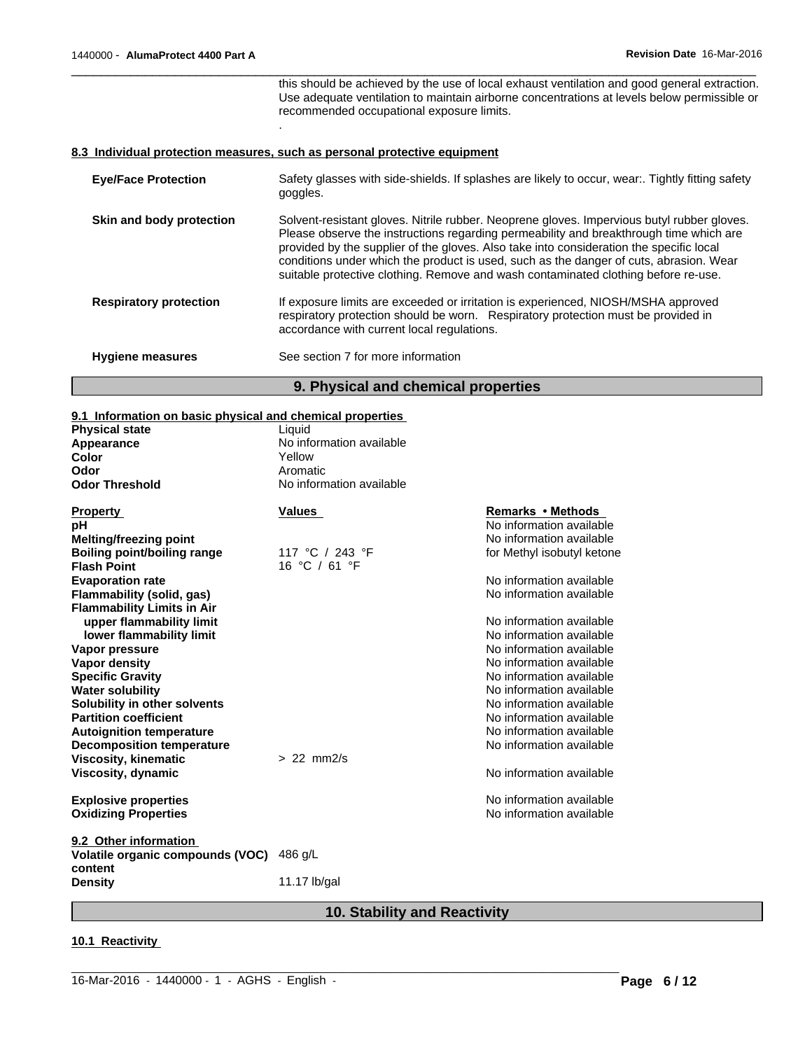this should be achieved by the use of local exhaust ventilation and good general extraction. Use adequate ventilation to maintain airborne concentrations at levels below permissible or recommended occupational exposure limits.

.

**8.3 Individual protection measures, such as personal protective equipment**

| | |
|---|---|
| **Eye/Face Protection** | Safety glasses with side-shields. If splashes are likely to occur, wear:. Tightly fitting safety goggles. |
| **Skin and body protection** | Solvent-resistant gloves. Nitrile rubber. Neoprene gloves. Impervious butyl rubber gloves. Please observe the instructions regarding permeability and breakthrough time which are provided by the supplier of the gloves. Also take into consideration the specific local conditions under which the product is used, such as the danger of cuts, abrasion. Wear suitable protective clothing. Remove and wash contaminated clothing before re-use. |
| **Respiratory protection** | If exposure limits are exceeded or irritation is experienced, NIOSH/MSHA approved respiratory protection should be worn. Respiratory protection must be provided in accordance with current local regulations. |
| **Hygiene measures** | See section 7 for more information |

## 9. Physical and chemical properties

**9.1 Information on basic physical and chemical properties**

| | |
|---|---|
| **Physical state** | Liquid |
| **Appearance** | No information available |
| **Color** | Yellow |
| **Odor** | Aromatic |
| **Odor Threshold** | No information available |

| **Property** | **Values** | **Remarks • Methods** |
|---|---|---|
| **pH** | | No information available |
| **Melting/freezing point** | | No information available |
| **Boiling point/boiling range** | 117 °C / 243 °F | for Methyl isobutyl ketone |
| **Flash Point** | 16 °C / 61 °F | |
| **Evaporation rate** | | No information available |
| **Flammability (solid, gas)** | | No information available |
| **Flammability Limits in Air** | | |
| **upper flammability limit** | | No information available |
| **lower flammability limit** | | No information available |
| **Vapor pressure** | | No information available |
| **Vapor density** | | No information available |
| **Specific Gravity** | | No information available |
| **Water solubility** | | No information available |
| **Solubility in other solvents** | | No information available |
| **Partition coefficient** | | No information available |
| **Autoignition temperature** | | No information available |
| **Decomposition temperature** | | No information available |
| **Viscosity, kinematic** | > 22 mm2/s | |
| **Viscosity, dynamic** | | No information available |
| **Explosive properties** | | No information available |
| **Oxidizing Properties** | | No information available |

**9.2 Other information**

| | |
|---|---|
| **Volatile organic compounds (VOC) content** | 486 g/L |
| **Density** | 11.17 lb/gal |

## 10. Stability and Reactivity

**10.1 Reactivity**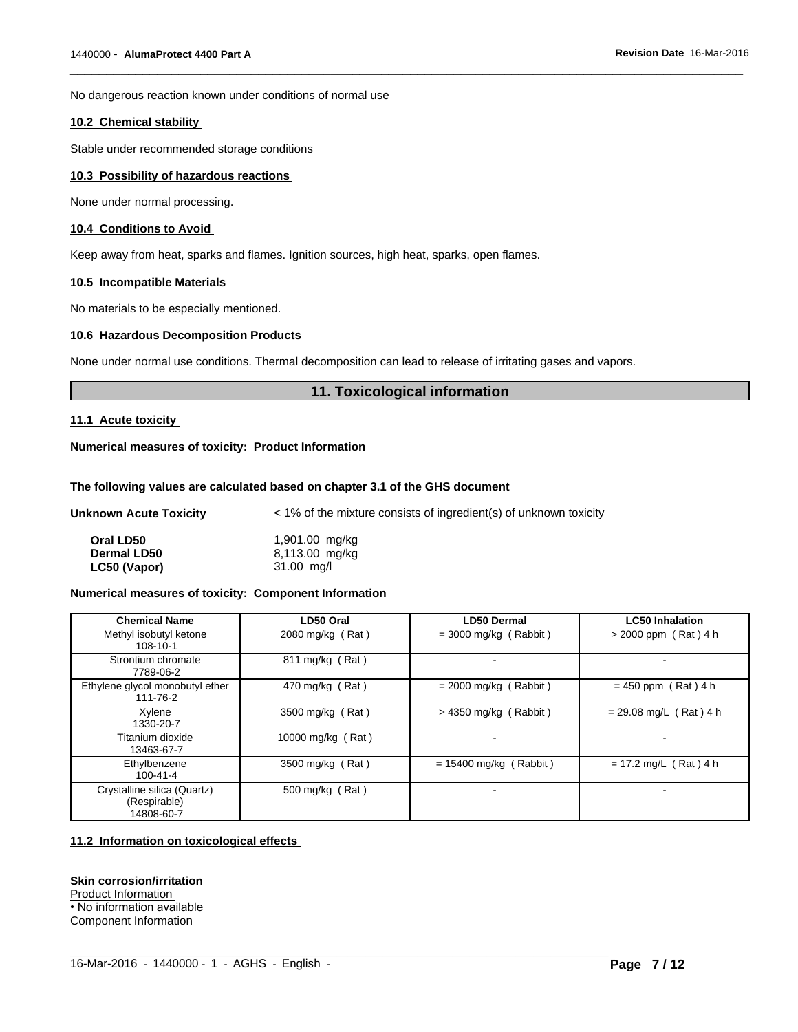No dangerous reaction known under conditions of normal use

### 10.2 Chemical stability

Stable under recommended storage conditions

### 10.3 Possibility of hazardous reactions

None under normal processing.

### 10.4 Conditions to Avoid

Keep away from heat, sparks and flames. Ignition sources, high heat, sparks, open flames.

### 10.5 Incompatible Materials

No materials to be especially mentioned.

### 10.6 Hazardous Decomposition Products

None under normal use conditions. Thermal decomposition can lead to release of irritating gases and vapors.

## 11. Toxicological information

### 11.1 Acute toxicity

**Numerical measures of toxicity: Product Information**

**The following values are calculated based on chapter 3.1 of the GHS document**

**Unknown Acute Toxicity** < 1% of the mixture consists of ingredient(s) of unknown toxicity

| | |
|---|---|
| **Oral LD50** | 1,901.00 mg/kg |
| **Dermal LD50** | 8,113.00 mg/kg |
| **LC50 (Vapor)** | 31.00 mg/l |

**Numerical measures of toxicity: Component Information**

| Chemical Name | LD50 Oral | LD50 Dermal | LC50 Inhalation |
|---|---|---|---|
| Methyl isobutyl ketone 108-10-1 | 2080 mg/kg ( Rat ) | = 3000 mg/kg ( Rabbit ) | > 2000 ppm ( Rat ) 4 h |
| Strontium chromate 7789-06-2 | 811 mg/kg ( Rat ) | - | - |
| Ethylene glycol monobutyl ether 111-76-2 | 470 mg/kg ( Rat ) | = 2000 mg/kg ( Rabbit ) | = 450 ppm ( Rat ) 4 h |
| Xylene 1330-20-7 | 3500 mg/kg ( Rat ) | > 4350 mg/kg ( Rabbit ) | = 29.08 mg/L ( Rat ) 4 h |
| Titanium dioxide 13463-67-7 | 10000 mg/kg ( Rat ) | - | - |
| Ethylbenzene 100-41-4 | 3500 mg/kg ( Rat ) | = 15400 mg/kg ( Rabbit ) | = 17.2 mg/L ( Rat ) 4 h |
| Crystalline silica (Quartz) (Respirable) 14808-60-7 | 500 mg/kg ( Rat ) | - | - |

### 11.2 Information on toxicological effects

**Skin corrosion/irritation**

Product Information

• No information available

Component Information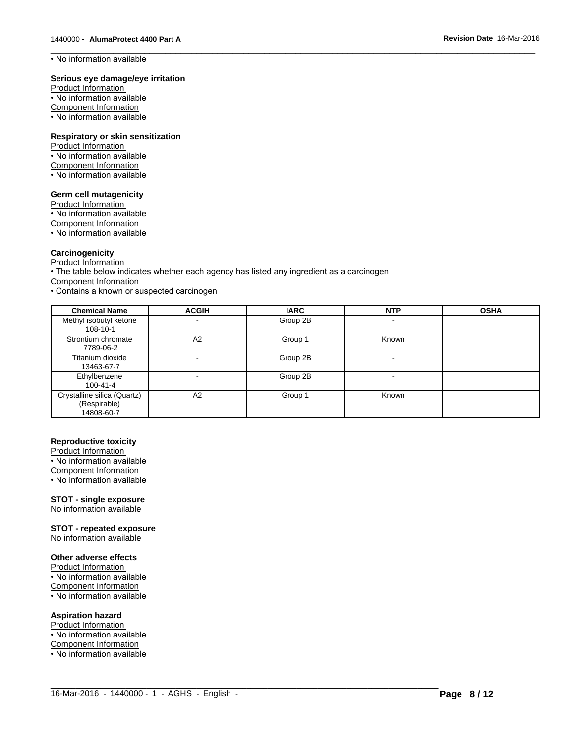• No information available

**Serious eye damage/eye irritation**

Product Information

• No information available

Component Information

• No information available

**Respiratory or skin sensitization**

Product Information

• No information available

Component Information

• No information available

**Germ cell mutagenicity**

Product Information

• No information available

Component Information

• No information available

**Carcinogenicity**

Product Information

• The table below indicates whether each agency has listed any ingredient as a carcinogen

Component Information

• Contains a known or suspected carcinogen

| Chemical Name | ACGIH | IARC | NTP | OSHA |
|---|---|---|---|---|
| Methyl isobutyl ketone 108-10-1 | - | Group 2B | - | |
| Strontium chromate 7789-06-2 | A2 | Group 1 | Known | |
| Titanium dioxide 13463-67-7 | - | Group 2B | - | |
| Ethylbenzene 100-41-4 | - | Group 2B | - | |
| Crystalline silica (Quartz) (Respirable) 14808-60-7 | A2 | Group 1 | Known | |

**Reproductive toxicity**

Product Information

• No information available

Component Information

• No information available

**STOT - single exposure**

No information available

**STOT - repeated exposure**

No information available

**Other adverse effects**

Product Information

• No information available

Component Information

• No information available

**Aspiration hazard**

Product Information

• No information available

Component Information

• No information available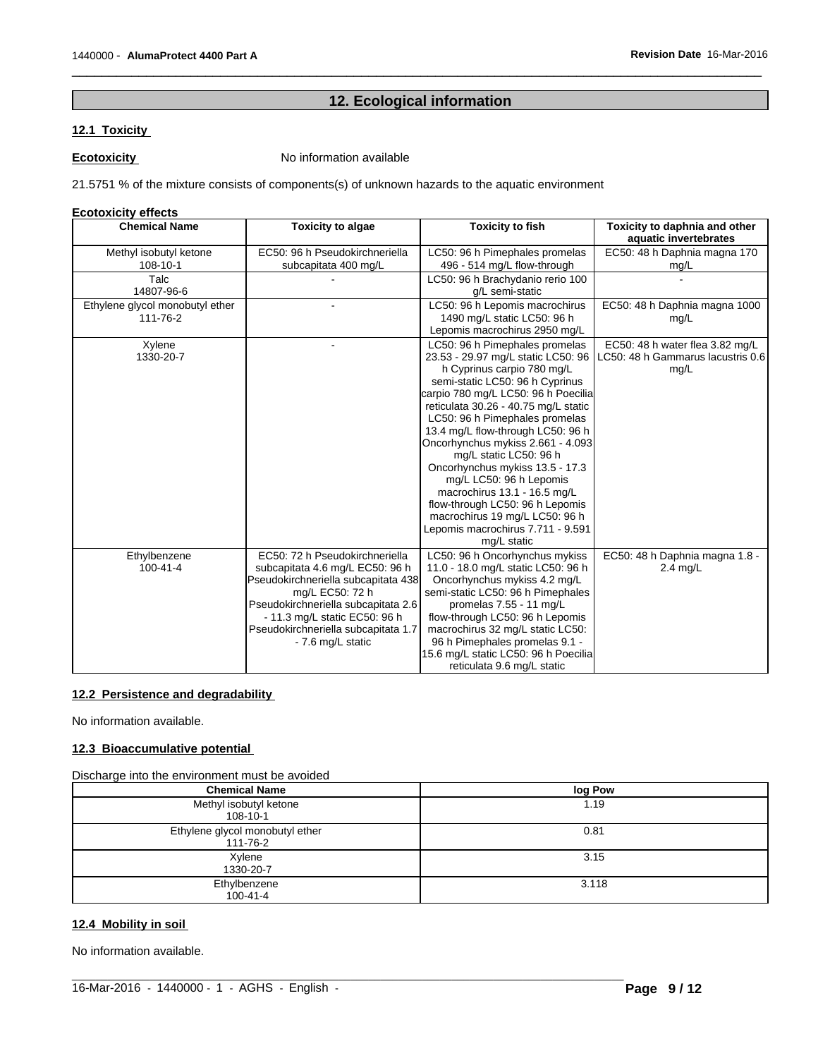## 12. Ecological information

### 12.1 Toxicity

**Ecotoxicity** No information available

21.5751 % of the mixture consists of components(s) of unknown hazards to the aquatic environment

**Ecotoxicity effects**

| Chemical Name | Toxicity to algae | Toxicity to fish | Toxicity to daphnia and other aquatic invertebrates |
|---|---|---|---|
| Methyl isobutyl ketone 108-10-1 | EC50: 96 h Pseudokirchneriella subcapitata 400 mg/L | LC50: 96 h Pimephales promelas 496 - 514 mg/L flow-through | EC50: 48 h Daphnia magna 170 mg/L |
| Talc 14807-96-6 | - | LC50: 96 h Brachydanio rerio 100 g/L semi-static | - |
| Ethylene glycol monobutyl ether 111-76-2 | - | LC50: 96 h Lepomis macrochirus 1490 mg/L static LC50: 96 h Lepomis macrochirus 2950 mg/L | EC50: 48 h Daphnia magna 1000 mg/L |
| Xylene 1330-20-7 | - | LC50: 96 h Pimephales promelas 23.53 - 29.97 mg/L static LC50: 96 h Cyprinus carpio 780 mg/L semi-static LC50: 96 h Cyprinus carpio 780 mg/L LC50: 96 h Poecilia reticulata 30.26 - 40.75 mg/L static LC50: 96 h Pimephales promelas 13.4 mg/L flow-through LC50: 96 h Oncorhynchus mykiss 2.661 - 4.093 mg/L static LC50: 96 h Oncorhynchus mykiss 13.5 - 17.3 mg/L LC50: 96 h Lepomis macrochirus 13.1 - 16.5 mg/L flow-through LC50: 96 h Lepomis macrochirus 19 mg/L LC50: 96 h Lepomis macrochirus 7.711 - 9.591 mg/L static | EC50: 48 h water flea 3.82 mg/L LC50: 48 h Gammarus lacustris 0.6 mg/L |
| Ethylbenzene 100-41-4 | EC50: 72 h Pseudokirchneriella subcapitata 4.6 mg/L EC50: 96 h Pseudokirchneriella subcapitata 438 mg/L EC50: 72 h Pseudokirchneriella subcapitata 2.6 - 11.3 mg/L static EC50: 96 h Pseudokirchneriella subcapitata 1.7 - 7.6 mg/L static | LC50: 96 h Oncorhynchus mykiss 11.0 - 18.0 mg/L static LC50: 96 h Oncorhynchus mykiss 4.2 mg/L semi-static LC50: 96 h Pimephales promelas 7.55 - 11 mg/L flow-through LC50: 96 h Lepomis macrochirus 32 mg/L static LC50: 96 h Pimephales promelas 9.1 - 15.6 mg/L static LC50: 96 h Poecilia reticulata 9.6 mg/L static | EC50: 48 h Daphnia magna 1.8 - 2.4 mg/L |

### 12.2 Persistence and degradability

No information available.

### 12.3 Bioaccumulative potential

Discharge into the environment must be avoided

| Chemical Name | log Pow |
|---|---|
| Methyl isobutyl ketone 108-10-1 | 1.19 |
| Ethylene glycol monobutyl ether 111-76-2 | 0.81 |
| Xylene 1330-20-7 | 3.15 |
| Ethylbenzene 100-41-4 | 3.118 |

### 12.4 Mobility in soil

No information available.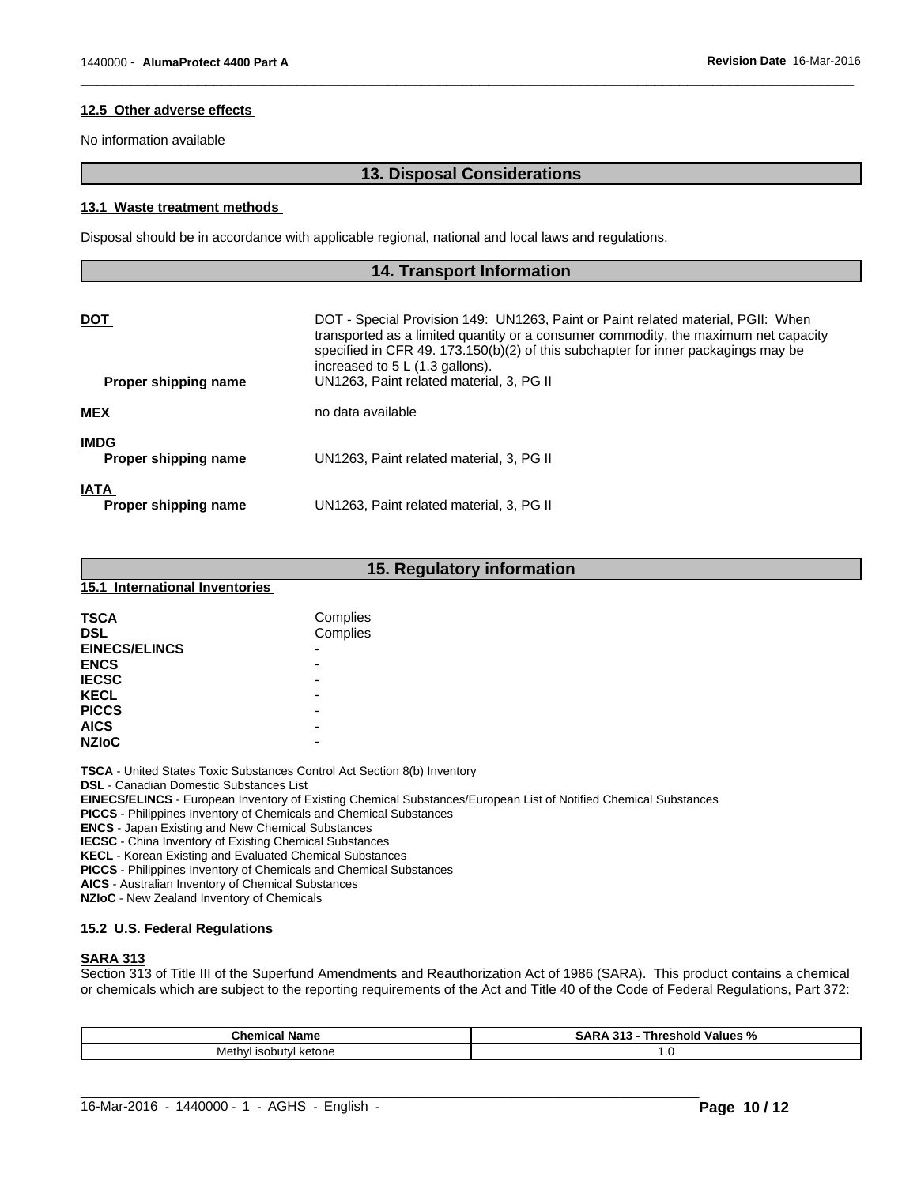### 12.5 Other adverse effects

No information available

## 13. Disposal Considerations

### 13.1 Waste treatment methods

Disposal should be in accordance with applicable regional, national and local laws and regulations.

## 14. Transport Information

**DOT**

DOT - Special Provision 149: UN1263, Paint or Paint related material, PGII: When transported as a limited quantity or a consumer commodity, the maximum net capacity specified in CFR 49. 173.150(b)(2) of this subchapter for inner packagings may be increased to 5 L (1.3 gallons).

**Proper shipping name** UN1263, Paint related material, 3, PG II

**MEX** no data available

**IMDG**

**Proper shipping name** UN1263, Paint related material, 3, PG II

**IATA**

**Proper shipping name** UN1263, Paint related material, 3, PG II

## 15. Regulatory information

### 15.1 International Inventories

| | |
|---|---|
| **TSCA** | Complies |
| **DSL** | Complies |
| **EINECS/ELINCS** | - |
| **ENCS** | - |
| **IECSC** | - |
| **KECL** | - |
| **PICCS** | - |
| **AICS** | - |
| **NZIoC** | - |

**TSCA** - United States Toxic Substances Control Act Section 8(b) Inventory
**DSL** - Canadian Domestic Substances List
**EINECS/ELINCS** - European Inventory of Existing Chemical Substances/European List of Notified Chemical Substances
**PICCS** - Philippines Inventory of Chemicals and Chemical Substances
**ENCS** - Japan Existing and New Chemical Substances
**IECSC** - China Inventory of Existing Chemical Substances
**KECL** - Korean Existing and Evaluated Chemical Substances
**PICCS** - Philippines Inventory of Chemicals and Chemical Substances
**AICS** - Australian Inventory of Chemical Substances
**NZIoC** - New Zealand Inventory of Chemicals

### 15.2 U.S. Federal Regulations

**SARA 313**

Section 313 of Title III of the Superfund Amendments and Reauthorization Act of 1986 (SARA). This product contains a chemical or chemicals which are subject to the reporting requirements of the Act and Title 40 of the Code of Federal Regulations, Part 372:

| Chemical Name | SARA 313 - Threshold Values % |
|---|---|
| Methyl isobutyl ketone | 1.0 |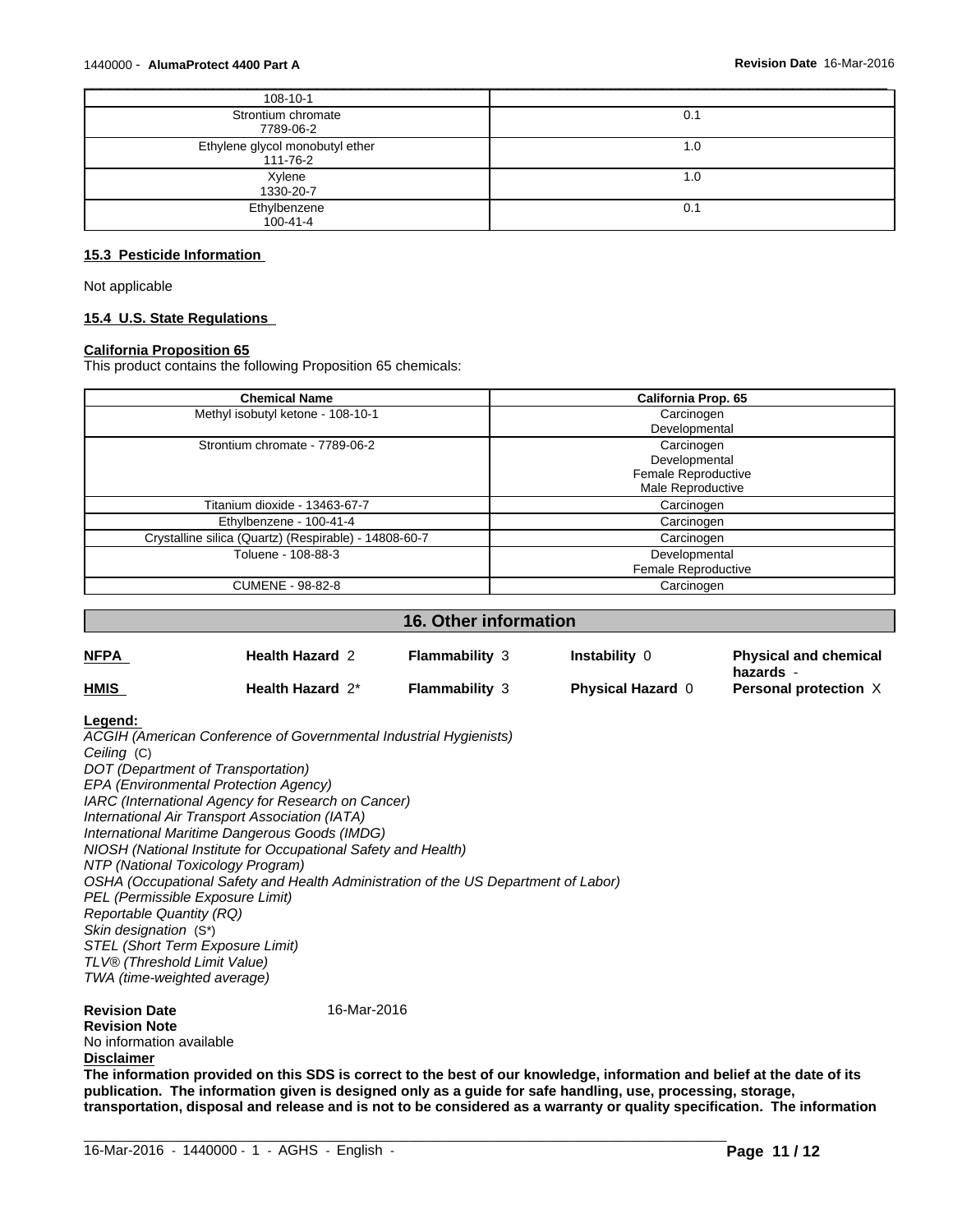| | |
|---|---|
| 108-10-1 | |
| Strontium chromate<br>7789-06-2 | 0.1 |
| Ethylene glycol monobutyl ether<br>111-76-2 | 1.0 |
| Xylene<br>1330-20-7 | 1.0 |
| Ethylbenzene<br>100-41-4 | 0.1 |

### 15.3 Pesticide Information

Not applicable

### 15.4 U.S. State Regulations

**California Proposition 65**

This product contains the following Proposition 65 chemicals:

| Chemical Name | California Prop. 65 |
|---|---|
| Methyl isobutyl ketone - 108-10-1 | Carcinogen<br>Developmental |
| Strontium chromate - 7789-06-2 | Carcinogen<br>Developmental<br>Female Reproductive<br>Male Reproductive |
| Titanium dioxide - 13463-67-7 | Carcinogen |
| Ethylbenzene - 100-41-4 | Carcinogen |
| Crystalline silica (Quartz) (Respirable) - 14808-60-7 | Carcinogen |
| Toluene - 108-88-3 | Developmental<br>Female Reproductive |
| CUMENE - 98-82-8 | Carcinogen |

## 16. Other information

| | | | | |
|---|---|---|---|---|
| **NFPA** | **Health Hazard** 2 | **Flammability** 3 | **Instability** 0 | **Physical and chemical hazards** - |
| **HMIS** | **Health Hazard** 2* | **Flammability** 3 | **Physical Hazard** 0 | **Personal protection** X |

**Legend:**

*ACGIH (American Conference of Governmental Industrial Hygienists)*
*Ceiling* (C)
*DOT (Department of Transportation)*
*EPA (Environmental Protection Agency)*
*IARC (International Agency for Research on Cancer)*
*International Air Transport Association (IATA)*
*International Maritime Dangerous Goods (IMDG)*
*NIOSH (National Institute for Occupational Safety and Health)*
*NTP (National Toxicology Program)*
*OSHA (Occupational Safety and Health Administration of the US Department of Labor)*
*PEL (Permissible Exposure Limit)*
*Reportable Quantity (RQ)*
*Skin designation* (S*)
*STEL (Short Term Exposure Limit)*
*TLV® (Threshold Limit Value)*
*TWA (time-weighted average)*

**Revision Date** 16-Mar-2016

**Revision Note**

No information available

**Disclaimer**

**The information provided on this SDS is correct to the best of our knowledge, information and belief at the date of its publication. The information given is designed only as a guide for safe handling, use, processing, storage, transportation, disposal and release and is not to be considered as a warranty or quality specification. The information**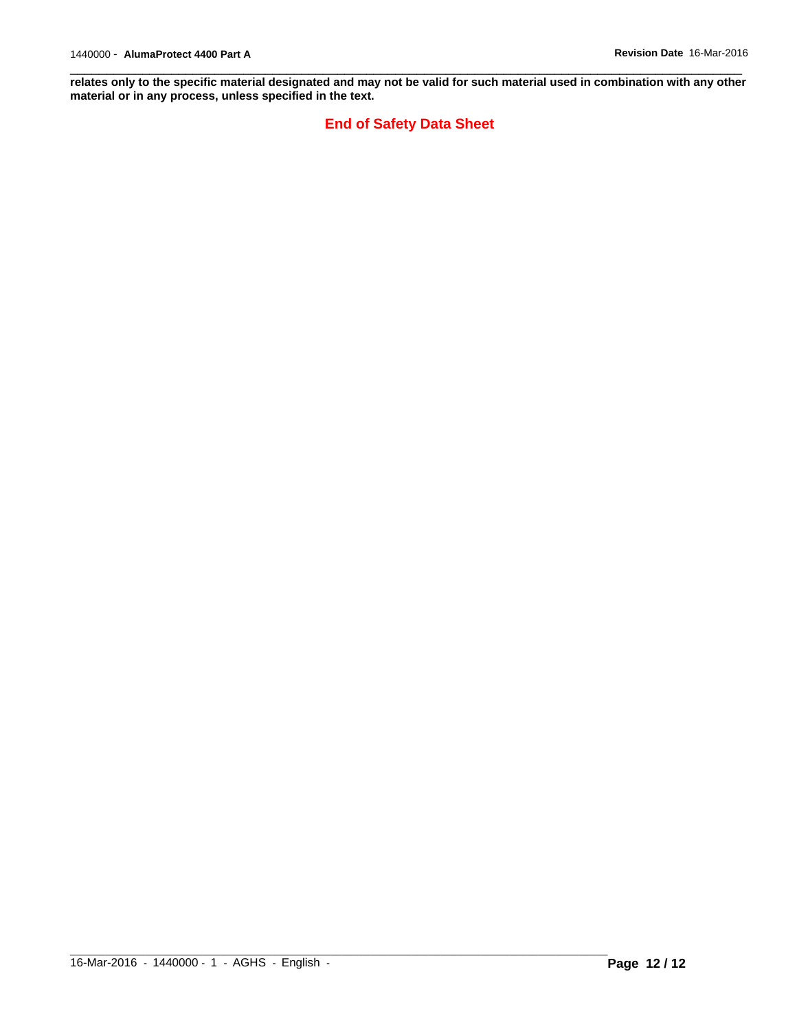**relates only to the specific material designated and may not be valid for such material used in combination with any other material or in any process, unless specified in the text.**

**End of Safety Data Sheet**